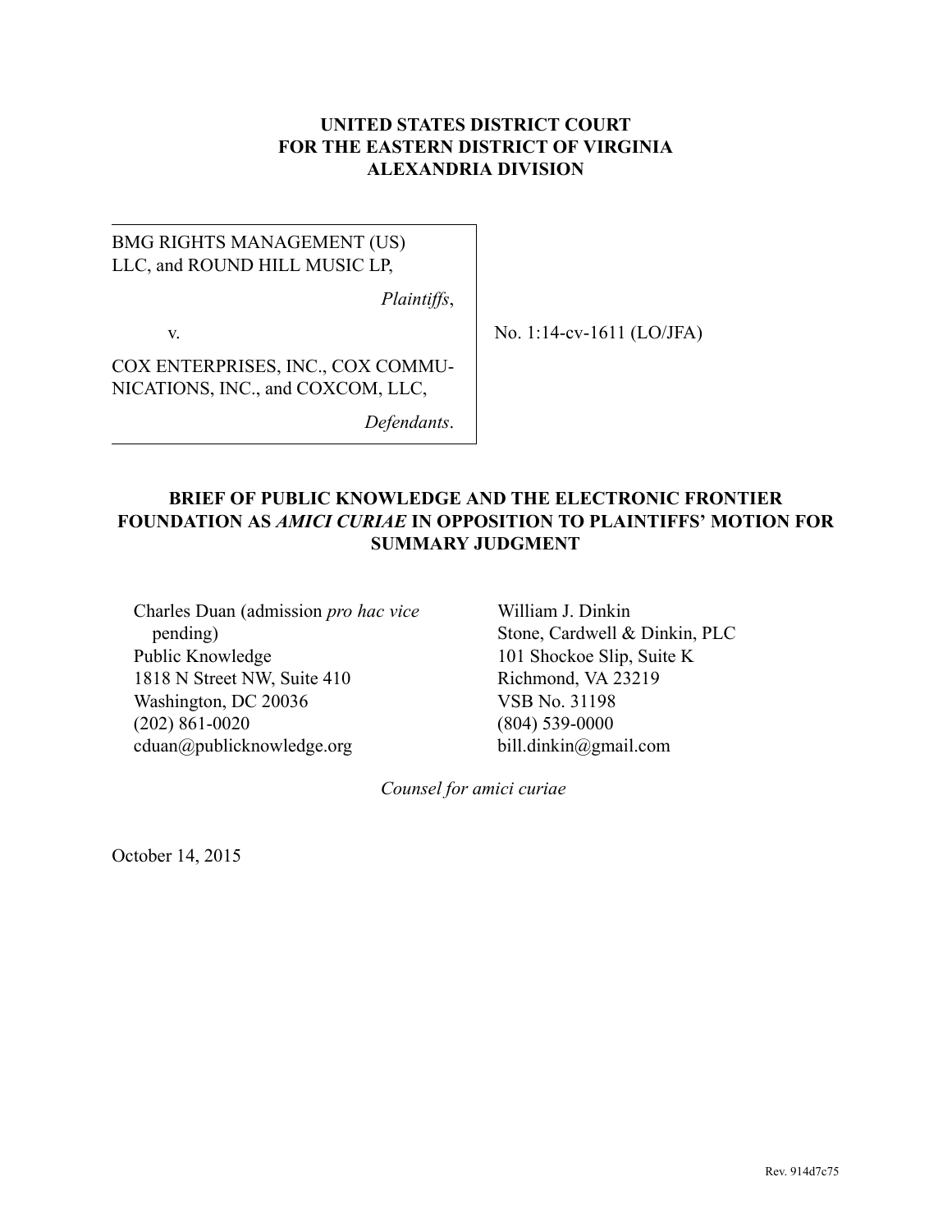**UNITED STATES DISTRICT COURT**
**FOR THE EASTERN DISTRICT OF VIRGINIA**
**ALEXANDRIA DIVISION**

BMG RIGHTS MANAGEMENT (US) LLC, and ROUND HILL MUSIC LP,

*Plaintiffs*,

v.

COX ENTERPRISES, INC., COX COMMUNICATIONS, INC., and COXCOM, LLC,

*Defendants*.

No. 1:14-cv-1611 (LO/JFA)

**BRIEF OF PUBLIC KNOWLEDGE AND THE ELECTRONIC FRONTIER FOUNDATION AS *AMICI CURIAE* IN OPPOSITION TO PLAINTIFFS' MOTION FOR SUMMARY JUDGMENT**

Charles Duan (admission *pro hac vice* pending)
Public Knowledge
1818 N Street NW, Suite 410
Washington, DC 20036
(202) 861-0020
cduan@publicknowledge.org

William J. Dinkin
Stone, Cardwell & Dinkin, PLC
101 Shockoe Slip, Suite K
Richmond, VA 23219
VSB No. 31198
(804) 539-0000
bill.dinkin@gmail.com

*Counsel for amici curiae*

October 14, 2015

Rev. 914d7c75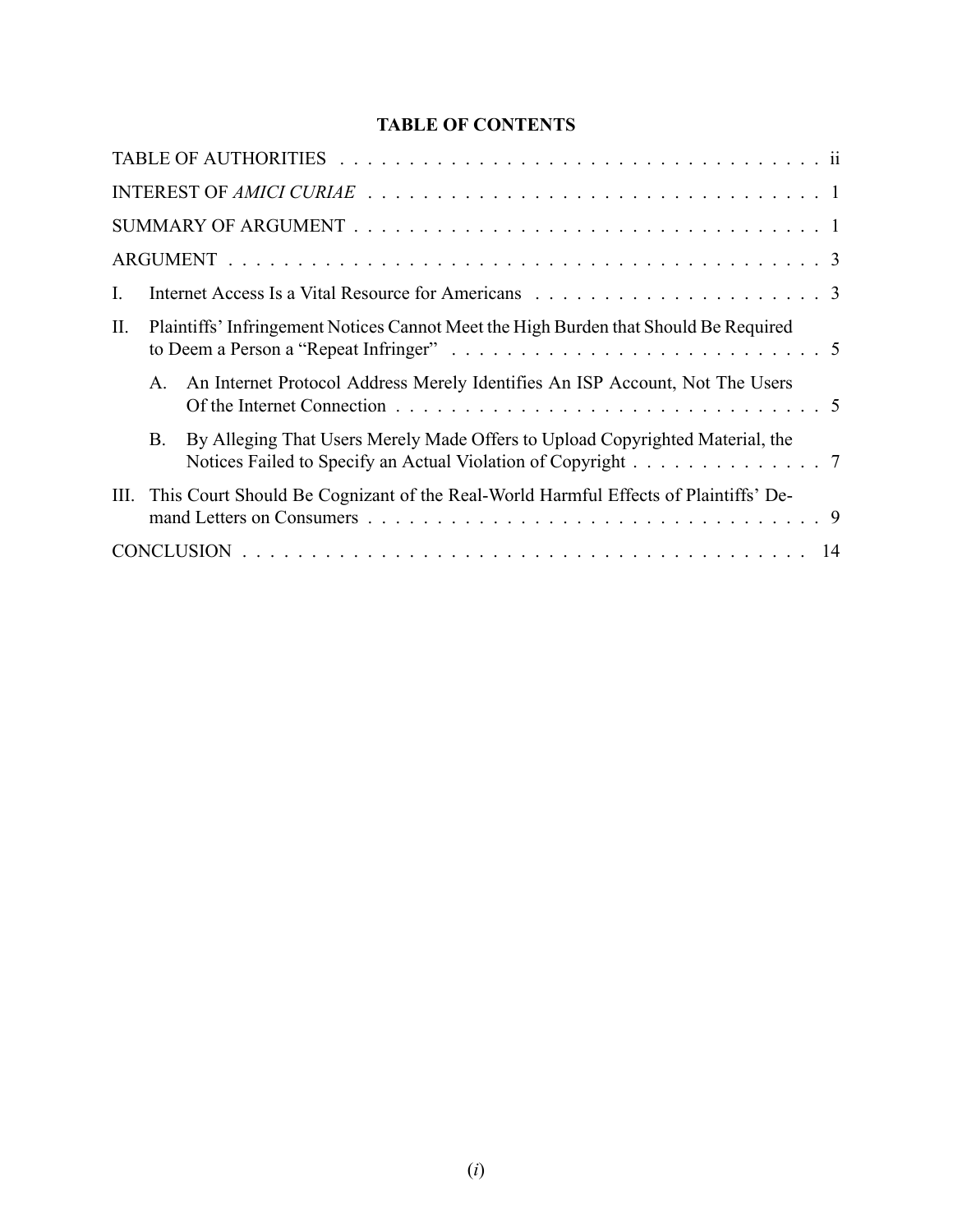## TABLE OF CONTENTS

TABLE OF AUTHORITIES . . . . . . . . . . . . . . . . . . . . . . . . . . . . . . . . . . . ii

INTEREST OF *AMICI CURIAE* . . . . . . . . . . . . . . . . . . . . . . . . . . . . . . . . 1

SUMMARY OF ARGUMENT . . . . . . . . . . . . . . . . . . . . . . . . . . . . . . . . . 1

ARGUMENT . . . . . . . . . . . . . . . . . . . . . . . . . . . . . . . . . . . . . . . . . . 3

I. Internet Access Is a Vital Resource for Americans . . . . . . . . . . . . . . . . . . . . . 3

II. Plaintiffs' Infringement Notices Cannot Meet the High Burden that Should Be Required to Deem a Person a "Repeat Infringer" . . . . . . . . . . . . . . . . . . . . . . . . . . 5

   A. An Internet Protocol Address Merely Identifies An ISP Account, Not The Users Of the Internet Connection . . . . . . . . . . . . . . . . . . . . . . . . . . . . . . . 5

   B. By Alleging That Users Merely Made Offers to Upload Copyrighted Material, the Notices Failed to Specify an Actual Violation of Copyright . . . . . . . . . . . . . . 7

III. This Court Should Be Cognizant of the Real-World Harmful Effects of Plaintiffs' Demand Letters on Consumers . . . . . . . . . . . . . . . . . . . . . . . . . . . . . . . . 9

CONCLUSION . . . . . . . . . . . . . . . . . . . . . . . . . . . . . . . . . . . . . . . . . 14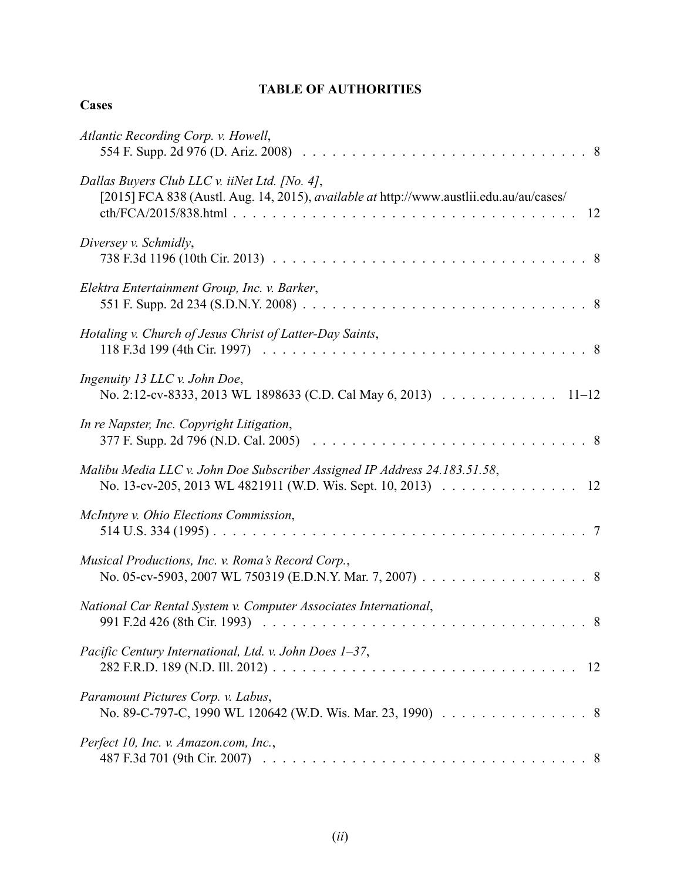# TABLE OF AUTHORITIES

## Cases

*Atlantic Recording Corp. v. Howell*,
554 F. Supp. 2d 976 (D. Ariz. 2008) . . . . . . . . . . . . . . . . . . . . . . . . . . . . . 8

*Dallas Buyers Club LLC v. iiNet Ltd. [No. 4]*,
[2015] FCA 838 (Austl. Aug. 14, 2015), *available at* http://www.austlii.edu.au/au/cases/cth/FCA/2015/838.html . . . . . . . . . . . . . . . . . . . . . . . . . . . . . . . . . . . . 12

*Diversey v. Schmidly*,
738 F.3d 1196 (10th Cir. 2013) . . . . . . . . . . . . . . . . . . . . . . . . . . . . . . . . . 8

*Elektra Entertainment Group, Inc. v. Barker*,
551 F. Supp. 2d 234 (S.D.N.Y. 2008) . . . . . . . . . . . . . . . . . . . . . . . . . . . . . 8

*Hotaling v. Church of Jesus Christ of Latter-Day Saints*,
118 F.3d 199 (4th Cir. 1997) . . . . . . . . . . . . . . . . . . . . . . . . . . . . . . . . . . 8

*Ingenuity 13 LLC v. John Doe*,
No. 2:12-cv-8333, 2013 WL 1898633 (C.D. Cal May 6, 2013) . . . . . . . . . . . . 11–12

*In re Napster, Inc. Copyright Litigation*,
377 F. Supp. 2d 796 (N.D. Cal. 2005) . . . . . . . . . . . . . . . . . . . . . . . . . . . . . 8

*Malibu Media LLC v. John Doe Subscriber Assigned IP Address 24.183.51.58*,
No. 13-cv-205, 2013 WL 4821911 (W.D. Wis. Sept. 10, 2013) . . . . . . . . . . . . . . 12

*McIntyre v. Ohio Elections Commission*,
514 U.S. 334 (1995) . . . . . . . . . . . . . . . . . . . . . . . . . . . . . . . . . . . . . . . 7

*Musical Productions, Inc. v. Roma's Record Corp.*,
No. 05-cv-5903, 2007 WL 750319 (E.D.N.Y. Mar. 7, 2007) . . . . . . . . . . . . . . . . . 8

*National Car Rental System v. Computer Associates International*,
991 F.2d 426 (8th Cir. 1993) . . . . . . . . . . . . . . . . . . . . . . . . . . . . . . . . . . 8

*Pacific Century International, Ltd. v. John Does 1–37*,
282 F.R.D. 189 (N.D. Ill. 2012) . . . . . . . . . . . . . . . . . . . . . . . . . . . . . . . 12

*Paramount Pictures Corp. v. Labus*,
No. 89-C-797-C, 1990 WL 120642 (W.D. Wis. Mar. 23, 1990) . . . . . . . . . . . . . . . 8

*Perfect 10, Inc. v. Amazon.com, Inc.*,
487 F.3d 701 (9th Cir. 2007) . . . . . . . . . . . . . . . . . . . . . . . . . . . . . . . . . . 8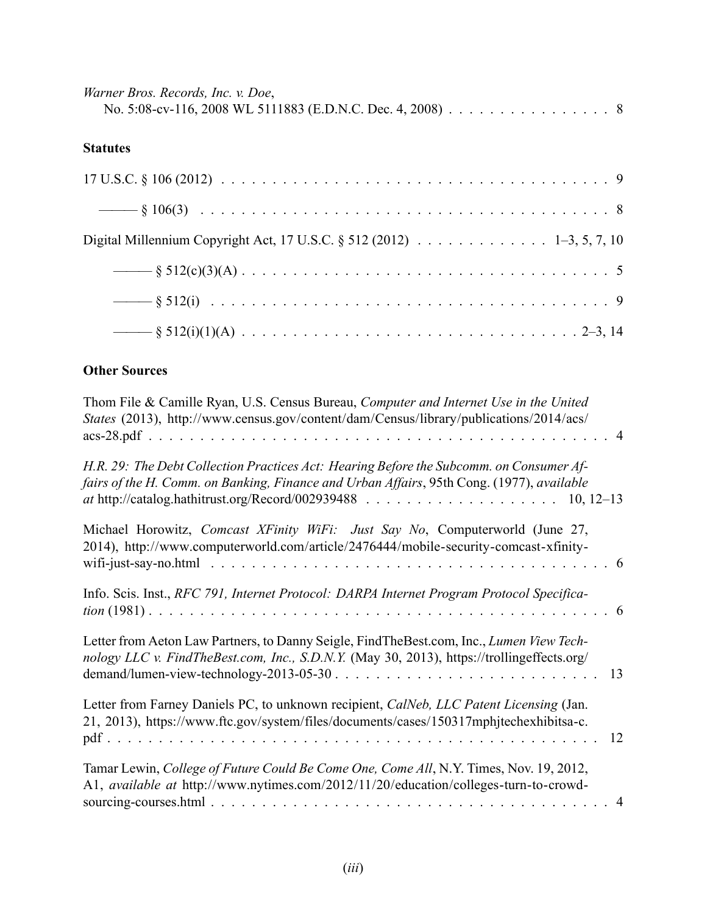*Warner Bros. Records, Inc. v. Doe*,
No. 5:08-cv-116, 2008 WL 5111883 (E.D.N.C. Dec. 4, 2008) . . . . . . . . . . . . . . . . 8

**Statutes**

17 U.S.C. § 106 (2012) . . . . . . . . . . . . . . . . . . . . . . . . . . . . . . . . . . . . . . . . 9

——— § 106(3) . . . . . . . . . . . . . . . . . . . . . . . . . . . . . . . . . . . . . . . . 8

Digital Millennium Copyright Act, 17 U.S.C. § 512 (2012) . . . . . . . . . . . . . 1–3, 5, 7, 10

——— § 512(c)(3)(A) . . . . . . . . . . . . . . . . . . . . . . . . . . . . . . . . . . . . 5

——— § 512(i) . . . . . . . . . . . . . . . . . . . . . . . . . . . . . . . . . . . . . . . 9

——— § 512(i)(1)(A) . . . . . . . . . . . . . . . . . . . . . . . . . . . . . . . . . . 2–3, 14

**Other Sources**

Thom File & Camille Ryan, U.S. Census Bureau, *Computer and Internet Use in the United States* (2013), http://www.census.gov/content/dam/Census/library/publications/2014/acs/acs-28.pdf . . . . . . . . . . . . . . . . . . . . . . . . . . . . . . . . . . . . . . . . . . . 4

*H.R. 29: The Debt Collection Practices Act: Hearing Before the Subcomm. on Consumer Affairs of the H. Comm. on Banking, Finance and Urban Affairs*, 95th Cong. (1977), *available at* http://catalog.hathitrust.org/Record/002939488 . . . . . . . . . . . . . . . . . . . 10, 12–13

Michael Horowitz, *Comcast XFinity WiFi: Just Say No*, Computerworld (June 27, 2014), http://www.computerworld.com/article/2476444/mobile-security-comcast-xfinity-wifi-just-say-no.html . . . . . . . . . . . . . . . . . . . . . . . . . . . . . . . . . . . . . . . 6

Info. Scis. Inst., *RFC 791, Internet Protocol: DARPA Internet Program Protocol Specification* (1981) . . . . . . . . . . . . . . . . . . . . . . . . . . . . . . . . . . . . . . . . . . . 6

Letter from Aeton Law Partners, to Danny Seigle, FindTheBest.com, Inc., *Lumen View Technology LLC v. FindTheBest.com, Inc., S.D.N.Y.* (May 30, 2013), https://trollingeffects.org/demand/lumen-view-technology-2013-05-30 . . . . . . . . . . . . . . . . . . . . . . . . . 13

Letter from Farney Daniels PC, to unknown recipient, *CalNeb, LLC Patent Licensing* (Jan. 21, 2013), https://www.ftc.gov/system/files/documents/cases/150317mphjtechexhibitsa-c.pdf . . . . . . . . . . . . . . . . . . . . . . . . . . . . . . . . . . . . . . . . . . . . . 12

Tamar Lewin, *College of Future Could Be Come One, Come All*, N.Y. Times, Nov. 19, 2012, A1, *available at* http://www.nytimes.com/2012/11/20/education/colleges-turn-to-crowd-sourcing-courses.html . . . . . . . . . . . . . . . . . . . . . . . . . . . . . . . . . . . . . . 4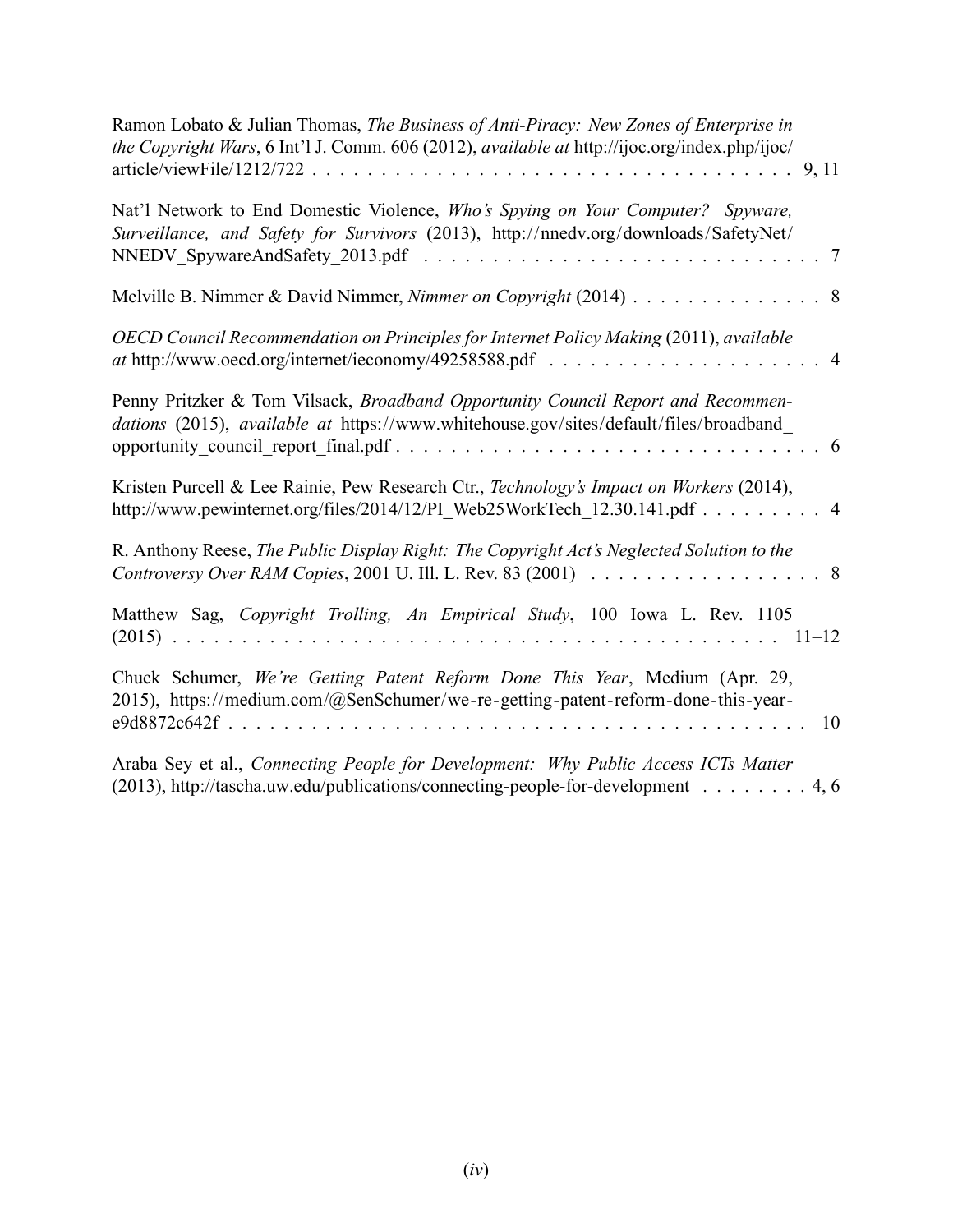Ramon Lobato & Julian Thomas, *The Business of Anti-Piracy: New Zones of Enterprise in the Copyright Wars*, 6 Int'l J. Comm. 606 (2012), *available at* http://ijoc.org/index.php/ijoc/article/viewFile/1212/722 . . . . . . . . . . . . . . . . . . . . . . . . . . . . . . . . . . . . 9, 11

Nat'l Network to End Domestic Violence, *Who's Spying on Your Computer? Spyware, Surveillance, and Safety for Survivors* (2013), http://nnedv.org/downloads/SafetyNet/NNEDV_SpywareAndSafety_2013.pdf . . . . . . . . . . . . . . . . . . . . . . . . . . . . 7

Melville B. Nimmer & David Nimmer, *Nimmer on Copyright* (2014) . . . . . . . . . . . . . . 8

*OECD Council Recommendation on Principles for Internet Policy Making* (2011), *available at* http://www.oecd.org/internet/ieconomy/49258588.pdf . . . . . . . . . . . . . . . . . . . . 4

Penny Pritzker & Tom Vilsack, *Broadband Opportunity Council Report and Recommendations* (2015), *available at* https://www.whitehouse.gov/sites/default/files/broadband_opportunity_council_report_final.pdf . . . . . . . . . . . . . . . . . . . . . . . . . . . . . . . 6

Kristen Purcell & Lee Rainie, Pew Research Ctr., *Technology's Impact on Workers* (2014), http://www.pewinternet.org/files/2014/12/PI_Web25WorkTech_12.30.141.pdf . . . . . . . . . 4

R. Anthony Reese, *The Public Display Right: The Copyright Act's Neglected Solution to the Controversy Over RAM Copies*, 2001 U. Ill. L. Rev. 83 (2001) . . . . . . . . . . . . . . . . . . 8

Matthew Sag, *Copyright Trolling, An Empirical Study*, 100 Iowa L. Rev. 1105 (2015) . . . . . . . . . . . . . . . . . . . . . . . . . . . . . . . . . . . . . . . . . . 11–12

Chuck Schumer, *We're Getting Patent Reform Done This Year*, Medium (Apr. 29, 2015), https://medium.com/@SenSchumer/we-re-getting-patent-reform-done-this-year-e9d8872c642f . . . . . . . . . . . . . . . . . . . . . . . . . . . . . . . . . . . . . . . . 10

Araba Sey et al., *Connecting People for Development: Why Public Access ICTs Matter* (2013), http://tascha.uw.edu/publications/connecting-people-for-development . . . . . . . . 4, 6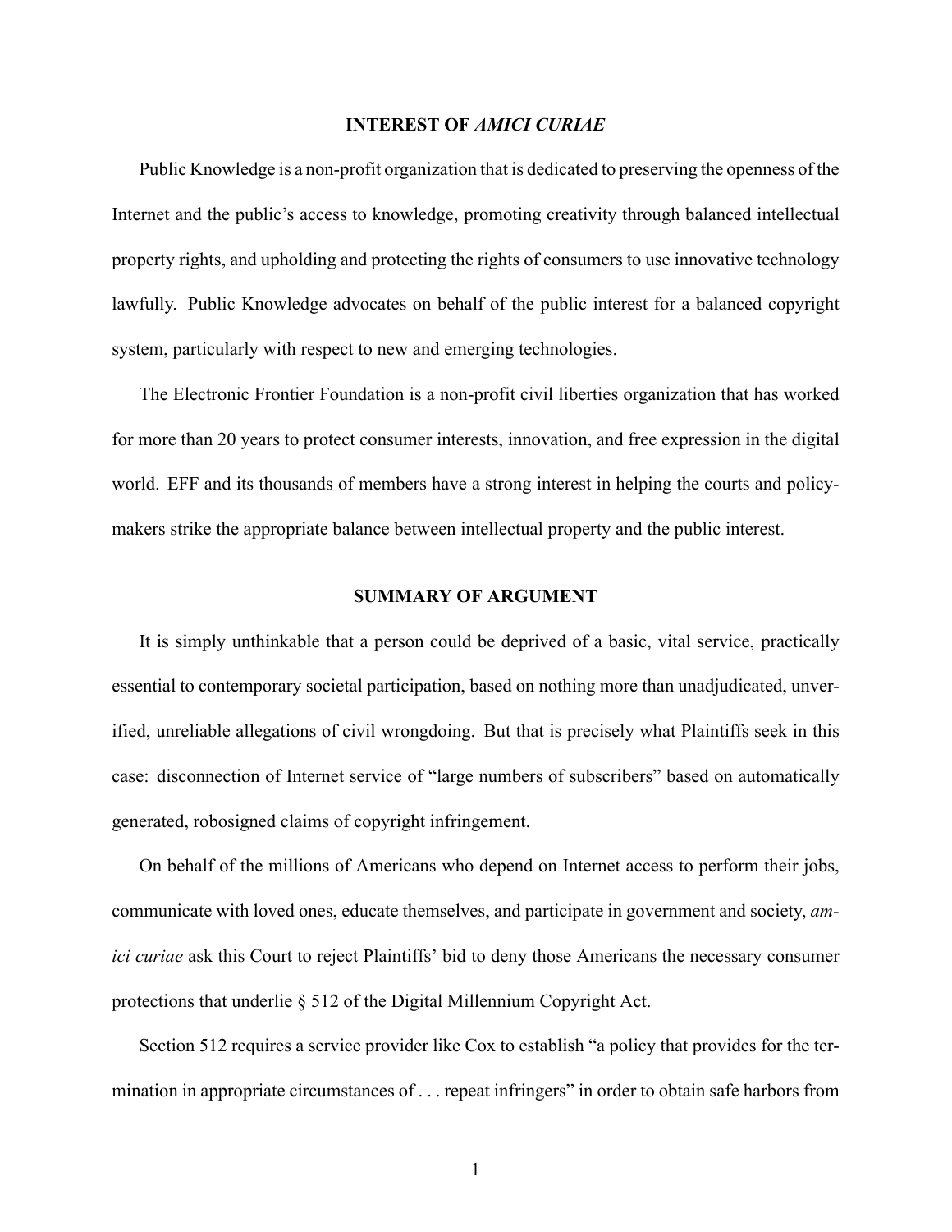## INTEREST OF *AMICI CURIAE*

Public Knowledge is a non-profit organization that is dedicated to preserving the openness of the Internet and the public's access to knowledge, promoting creativity through balanced intellectual property rights, and upholding and protecting the rights of consumers to use innovative technology lawfully. Public Knowledge advocates on behalf of the public interest for a balanced copyright system, particularly with respect to new and emerging technologies.

The Electronic Frontier Foundation is a non-profit civil liberties organization that has worked for more than 20 years to protect consumer interests, innovation, and free expression in the digital world. EFF and its thousands of members have a strong interest in helping the courts and policy-makers strike the appropriate balance between intellectual property and the public interest.

## SUMMARY OF ARGUMENT

It is simply unthinkable that a person could be deprived of a basic, vital service, practically essential to contemporary societal participation, based on nothing more than unadjudicated, unverified, unreliable allegations of civil wrongdoing. But that is precisely what Plaintiffs seek in this case: disconnection of Internet service of "large numbers of subscribers" based on automatically generated, robosigned claims of copyright infringement.

On behalf of the millions of Americans who depend on Internet access to perform their jobs, communicate with loved ones, educate themselves, and participate in government and society, *amici curiae* ask this Court to reject Plaintiffs' bid to deny those Americans the necessary consumer protections that underlie § 512 of the Digital Millennium Copyright Act.

Section 512 requires a service provider like Cox to establish "a policy that provides for the termination in appropriate circumstances of . . . repeat infringers" in order to obtain safe harbors from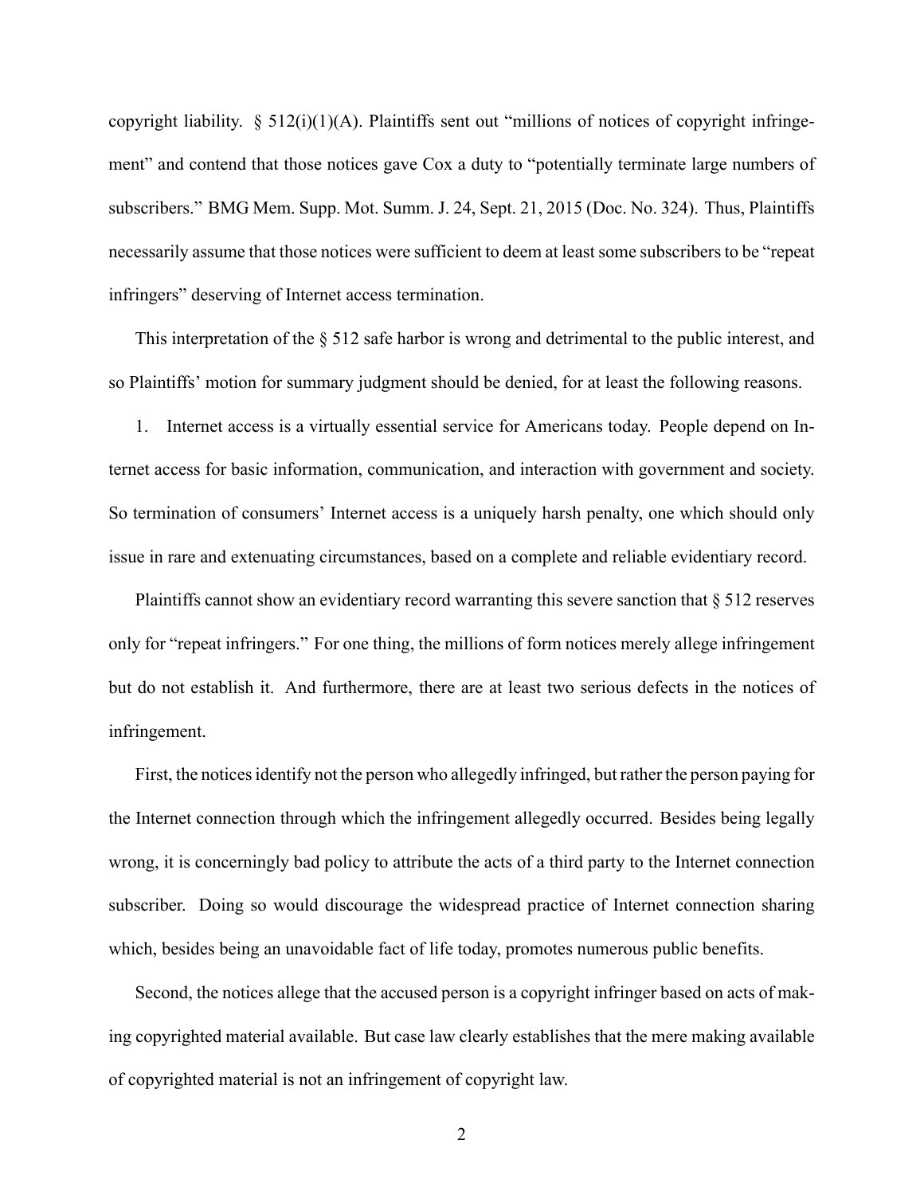copyright liability. § 512(i)(1)(A). Plaintiffs sent out "millions of notices of copyright infringement" and contend that those notices gave Cox a duty to "potentially terminate large numbers of subscribers." BMG Mem. Supp. Mot. Summ. J. 24, Sept. 21, 2015 (Doc. No. 324). Thus, Plaintiffs necessarily assume that those notices were sufficient to deem at least some subscribers to be "repeat infringers" deserving of Internet access termination.

This interpretation of the § 512 safe harbor is wrong and detrimental to the public interest, and so Plaintiffs' motion for summary judgment should be denied, for at least the following reasons.

1. Internet access is a virtually essential service for Americans today. People depend on Internet access for basic information, communication, and interaction with government and society. So termination of consumers' Internet access is a uniquely harsh penalty, one which should only issue in rare and extenuating circumstances, based on a complete and reliable evidentiary record.

Plaintiffs cannot show an evidentiary record warranting this severe sanction that § 512 reserves only for "repeat infringers." For one thing, the millions of form notices merely allege infringement but do not establish it. And furthermore, there are at least two serious defects in the notices of infringement.

First, the notices identify not the person who allegedly infringed, but rather the person paying for the Internet connection through which the infringement allegedly occurred. Besides being legally wrong, it is concerningly bad policy to attribute the acts of a third party to the Internet connection subscriber. Doing so would discourage the widespread practice of Internet connection sharing which, besides being an unavoidable fact of life today, promotes numerous public benefits.

Second, the notices allege that the accused person is a copyright infringer based on acts of making copyrighted material available. But case law clearly establishes that the mere making available of copyrighted material is not an infringement of copyright law.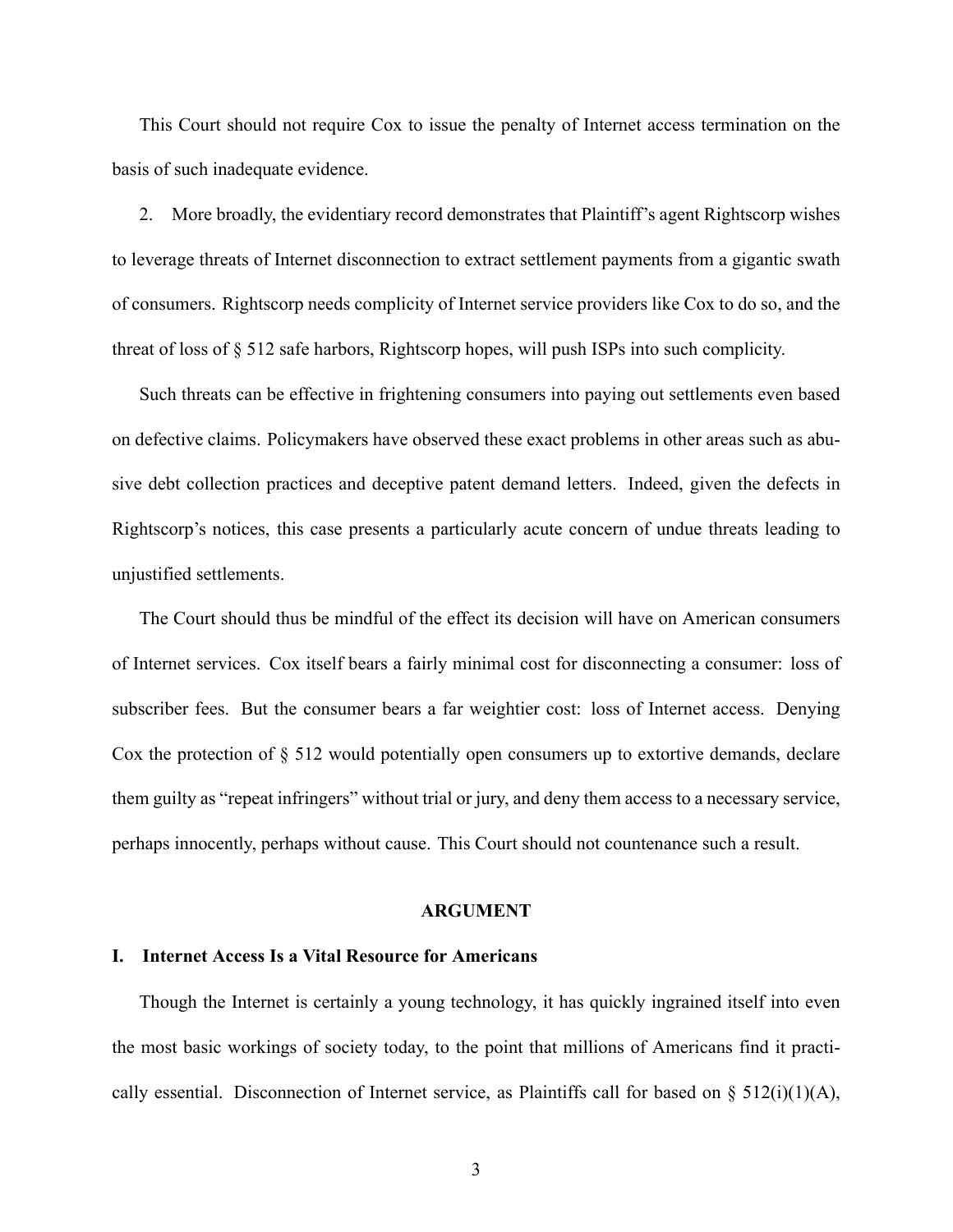This Court should not require Cox to issue the penalty of Internet access termination on the basis of such inadequate evidence.

2. More broadly, the evidentiary record demonstrates that Plaintiff's agent Rightscorp wishes to leverage threats of Internet disconnection to extract settlement payments from a gigantic swath of consumers. Rightscorp needs complicity of Internet service providers like Cox to do so, and the threat of loss of § 512 safe harbors, Rightscorp hopes, will push ISPs into such complicity.

Such threats can be effective in frightening consumers into paying out settlements even based on defective claims. Policymakers have observed these exact problems in other areas such as abusive debt collection practices and deceptive patent demand letters. Indeed, given the defects in Rightscorp's notices, this case presents a particularly acute concern of undue threats leading to unjustified settlements.

The Court should thus be mindful of the effect its decision will have on American consumers of Internet services. Cox itself bears a fairly minimal cost for disconnecting a consumer: loss of subscriber fees. But the consumer bears a far weightier cost: loss of Internet access. Denying Cox the protection of § 512 would potentially open consumers up to extortive demands, declare them guilty as "repeat infringers" without trial or jury, and deny them access to a necessary service, perhaps innocently, perhaps without cause. This Court should not countenance such a result.

## ARGUMENT

### I. Internet Access Is a Vital Resource for Americans

Though the Internet is certainly a young technology, it has quickly ingrained itself into even the most basic workings of society today, to the point that millions of Americans find it practically essential. Disconnection of Internet service, as Plaintiffs call for based on § 512(i)(1)(A),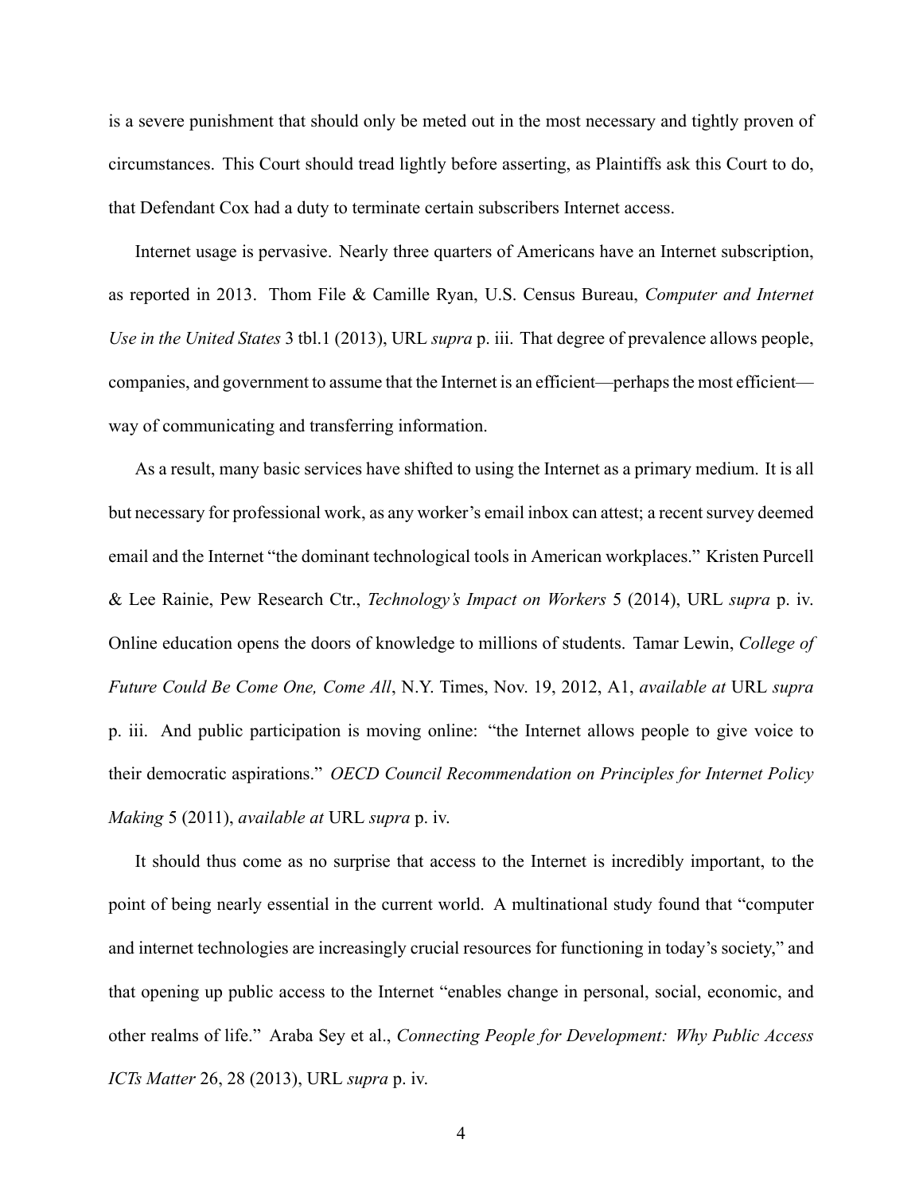is a severe punishment that should only be meted out in the most necessary and tightly proven of circumstances. This Court should tread lightly before asserting, as Plaintiffs ask this Court to do, that Defendant Cox had a duty to terminate certain subscribers Internet access.

Internet usage is pervasive. Nearly three quarters of Americans have an Internet subscription, as reported in 2013. Thom File & Camille Ryan, U.S. Census Bureau, *Computer and Internet Use in the United States* 3 tbl.1 (2013), URL *supra* p. iii. That degree of prevalence allows people, companies, and government to assume that the Internet is an efficient—perhaps the most efficient—way of communicating and transferring information.

As a result, many basic services have shifted to using the Internet as a primary medium. It is all but necessary for professional work, as any worker's email inbox can attest; a recent survey deemed email and the Internet "the dominant technological tools in American workplaces." Kristen Purcell & Lee Rainie, Pew Research Ctr., *Technology's Impact on Workers* 5 (2014), URL *supra* p. iv. Online education opens the doors of knowledge to millions of students. Tamar Lewin, *College of Future Could Be Come One, Come All*, N.Y. Times, Nov. 19, 2012, A1, *available at* URL *supra* p. iii. And public participation is moving online: "the Internet allows people to give voice to their democratic aspirations." *OECD Council Recommendation on Principles for Internet Policy Making* 5 (2011), *available at* URL *supra* p. iv.

It should thus come as no surprise that access to the Internet is incredibly important, to the point of being nearly essential in the current world. A multinational study found that "computer and internet technologies are increasingly crucial resources for functioning in today's society," and that opening up public access to the Internet "enables change in personal, social, economic, and other realms of life." Araba Sey et al., *Connecting People for Development: Why Public Access ICTs Matter* 26, 28 (2013), URL *supra* p. iv.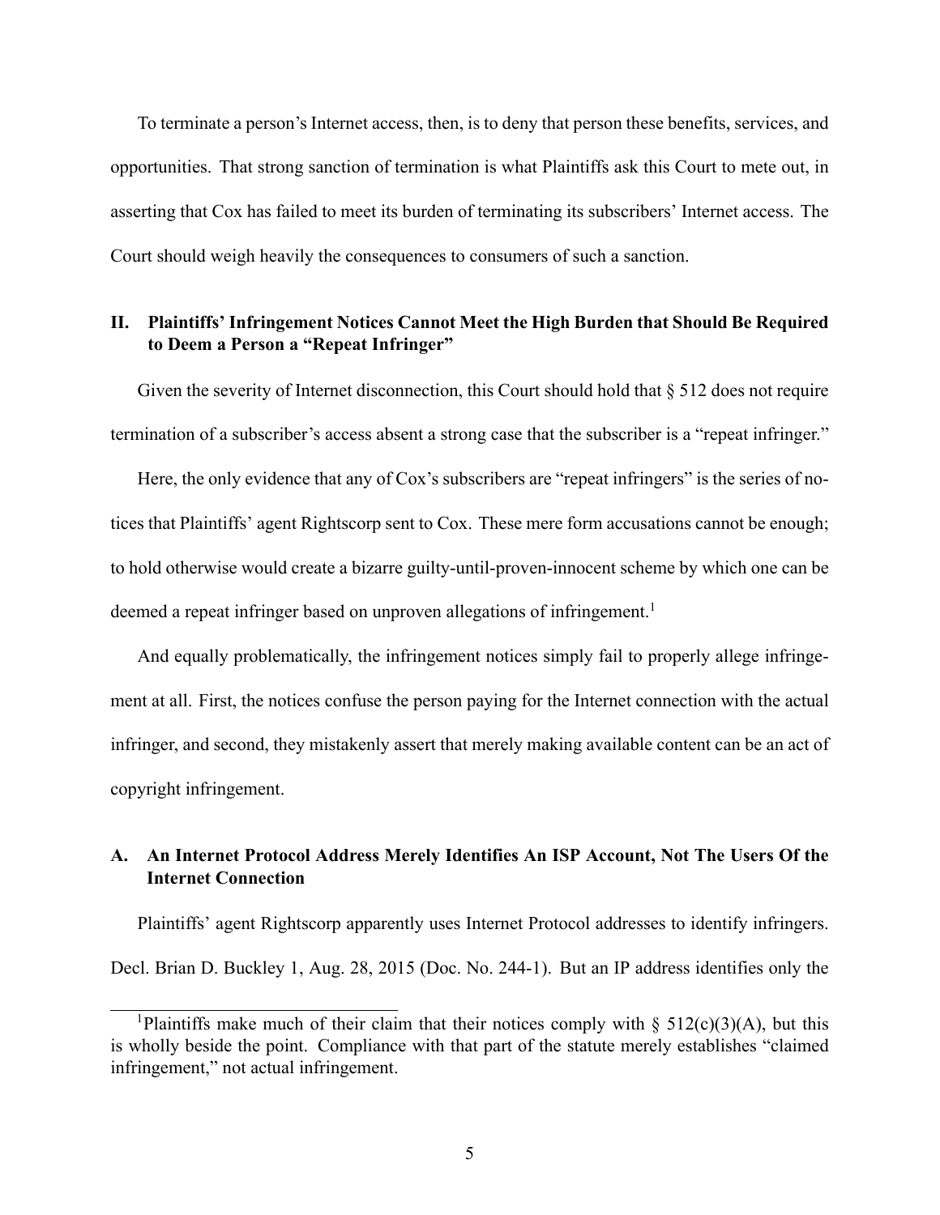To terminate a person's Internet access, then, is to deny that person these benefits, services, and opportunities. That strong sanction of termination is what Plaintiffs ask this Court to mete out, in asserting that Cox has failed to meet its burden of terminating its subscribers' Internet access. The Court should weigh heavily the consequences to consumers of such a sanction.

## II. Plaintiffs' Infringement Notices Cannot Meet the High Burden that Should Be Required to Deem a Person a "Repeat Infringer"

Given the severity of Internet disconnection, this Court should hold that § 512 does not require termination of a subscriber's access absent a strong case that the subscriber is a "repeat infringer."

Here, the only evidence that any of Cox's subscribers are "repeat infringers" is the series of notices that Plaintiffs' agent Rightscorp sent to Cox. These mere form accusations cannot be enough; to hold otherwise would create a bizarre guilty-until-proven-innocent scheme by which one can be deemed a repeat infringer based on unproven allegations of infringement.[1]

And equally problematically, the infringement notices simply fail to properly allege infringement at all. First, the notices confuse the person paying for the Internet connection with the actual infringer, and second, they mistakenly assert that merely making available content can be an act of copyright infringement.

### A. An Internet Protocol Address Merely Identifies An ISP Account, Not The Users Of the Internet Connection

Plaintiffs' agent Rightscorp apparently uses Internet Protocol addresses to identify infringers. Decl. Brian D. Buckley 1, Aug. 28, 2015 (Doc. No. 244-1). But an IP address identifies only the

[1] Plaintiffs make much of their claim that their notices comply with § 512(c)(3)(A), but this is wholly beside the point. Compliance with that part of the statute merely establishes "claimed infringement," not actual infringement.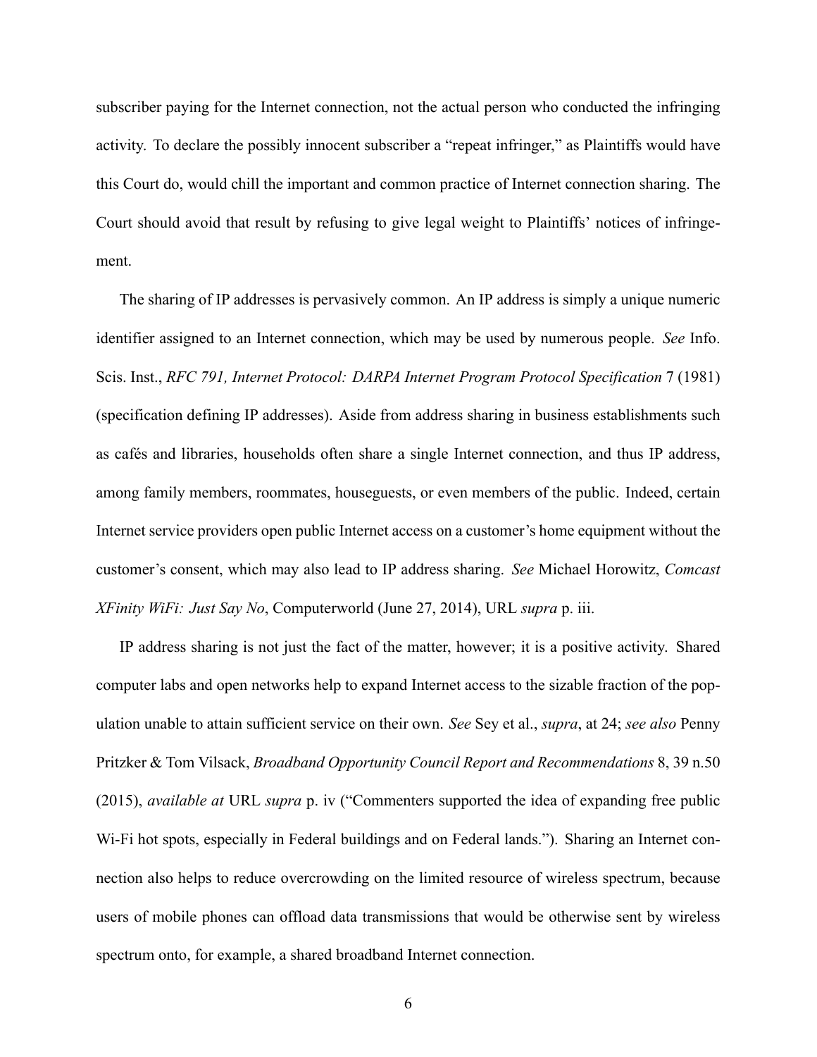subscriber paying for the Internet connection, not the actual person who conducted the infringing activity. To declare the possibly innocent subscriber a "repeat infringer," as Plaintiffs would have this Court do, would chill the important and common practice of Internet connection sharing. The Court should avoid that result by refusing to give legal weight to Plaintiffs' notices of infringement.

The sharing of IP addresses is pervasively common. An IP address is simply a unique numeric identifier assigned to an Internet connection, which may be used by numerous people. *See* Info. Scis. Inst., *RFC 791, Internet Protocol: DARPA Internet Program Protocol Specification* 7 (1981) (specification defining IP addresses). Aside from address sharing in business establishments such as cafés and libraries, households often share a single Internet connection, and thus IP address, among family members, roommates, houseguests, or even members of the public. Indeed, certain Internet service providers open public Internet access on a customer's home equipment without the customer's consent, which may also lead to IP address sharing. *See* Michael Horowitz, *Comcast XFinity WiFi: Just Say No*, Computerworld (June 27, 2014), URL *supra* p. iii.

IP address sharing is not just the fact of the matter, however; it is a positive activity. Shared computer labs and open networks help to expand Internet access to the sizable fraction of the population unable to attain sufficient service on their own. *See* Sey et al., *supra*, at 24; *see also* Penny Pritzker & Tom Vilsack, *Broadband Opportunity Council Report and Recommendations* 8, 39 n.50 (2015), *available at* URL *supra* p. iv ("Commenters supported the idea of expanding free public Wi-Fi hot spots, especially in Federal buildings and on Federal lands."). Sharing an Internet connection also helps to reduce overcrowding on the limited resource of wireless spectrum, because users of mobile phones can offload data transmissions that would be otherwise sent by wireless spectrum onto, for example, a shared broadband Internet connection.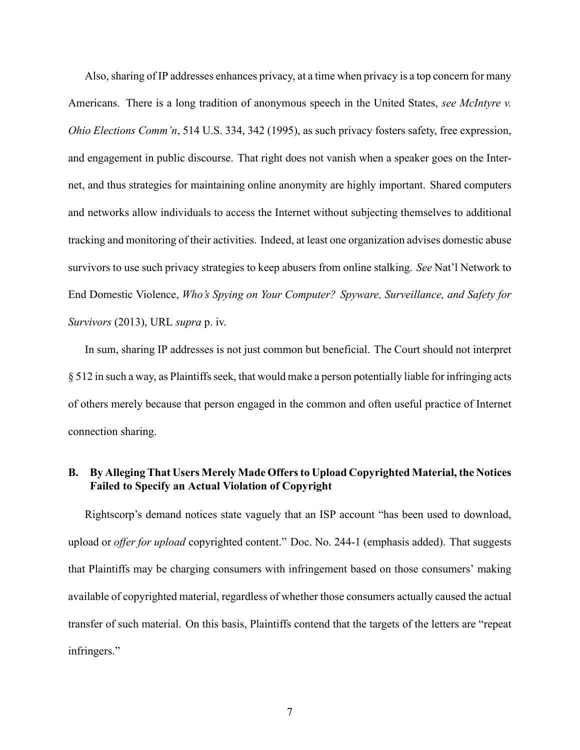Also, sharing of IP addresses enhances privacy, at a time when privacy is a top concern for many Americans. There is a long tradition of anonymous speech in the United States, *see McIntyre v. Ohio Elections Comm'n*, 514 U.S. 334, 342 (1995), as such privacy fosters safety, free expression, and engagement in public discourse. That right does not vanish when a speaker goes on the Internet, and thus strategies for maintaining online anonymity are highly important. Shared computers and networks allow individuals to access the Internet without subjecting themselves to additional tracking and monitoring of their activities. Indeed, at least one organization advises domestic abuse survivors to use such privacy strategies to keep abusers from online stalking. *See* Nat'l Network to End Domestic Violence, *Who's Spying on Your Computer? Spyware, Surveillance, and Safety for Survivors* (2013), URL *supra* p. iv.

In sum, sharing IP addresses is not just common but beneficial. The Court should not interpret § 512 in such a way, as Plaintiffs seek, that would make a person potentially liable for infringing acts of others merely because that person engaged in the common and often useful practice of Internet connection sharing.

### B. By Alleging That Users Merely Made Offers to Upload Copyrighted Material, the Notices Failed to Specify an Actual Violation of Copyright

Rightscorp's demand notices state vaguely that an ISP account "has been used to download, upload or *offer for upload* copyrighted content." Doc. No. 244-1 (emphasis added). That suggests that Plaintiffs may be charging consumers with infringement based on those consumers' making available of copyrighted material, regardless of whether those consumers actually caused the actual transfer of such material. On this basis, Plaintiffs contend that the targets of the letters are "repeat infringers."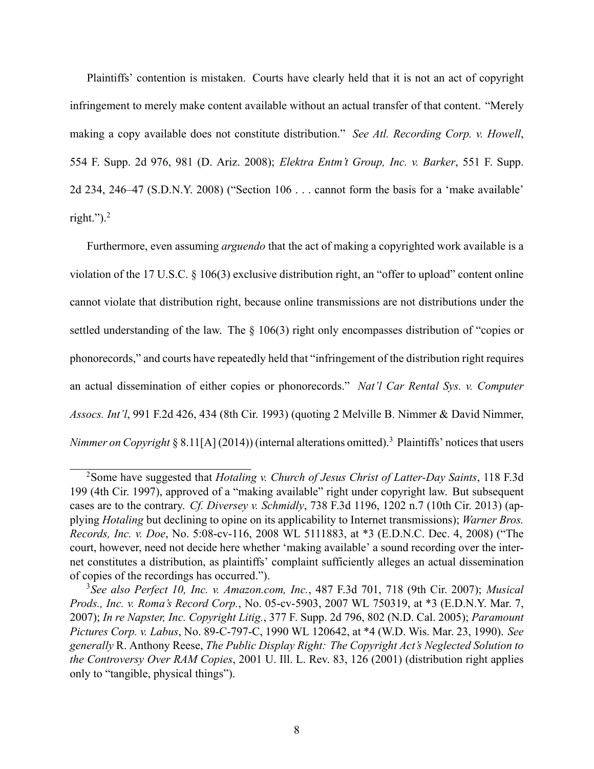Plaintiffs' contention is mistaken. Courts have clearly held that it is not an act of copyright infringement to merely make content available without an actual transfer of that content. "Merely making a copy available does not constitute distribution." *See Atl. Recording Corp. v. Howell*, 554 F. Supp. 2d 976, 981 (D. Ariz. 2008); *Elektra Entm't Group, Inc. v. Barker*, 551 F. Supp. 2d 234, 246–47 (S.D.N.Y. 2008) ("Section 106 . . . cannot form the basis for a 'make available' right.").[2]

Furthermore, even assuming *arguendo* that the act of making a copyrighted work available is a violation of the 17 U.S.C. § 106(3) exclusive distribution right, an "offer to upload" content online cannot violate that distribution right, because online transmissions are not distributions under the settled understanding of the law. The § 106(3) right only encompasses distribution of "copies or phonorecords," and courts have repeatedly held that "infringement of the distribution right requires an actual dissemination of either copies or phonorecords." *Nat'l Car Rental Sys. v. Computer Assocs. Int'l*, 991 F.2d 426, 434 (8th Cir. 1993) (quoting 2 Melville B. Nimmer & David Nimmer, *Nimmer on Copyright* § 8.11[A] (2014)) (internal alterations omitted).[3] Plaintiffs' notices that users

---

[2] Some have suggested that *Hotaling v. Church of Jesus Christ of Latter-Day Saints*, 118 F.3d 199 (4th Cir. 1997), approved of a "making available" right under copyright law. But subsequent cases are to the contrary. *Cf. Diversey v. Schmidly*, 738 F.3d 1196, 1202 n.7 (10th Cir. 2013) (applying *Hotaling* but declining to opine on its applicability to Internet transmissions); *Warner Bros. Records, Inc. v. Doe*, No. 5:08-cv-116, 2008 WL 5111883, at *3 (E.D.N.C. Dec. 4, 2008) ("The court, however, need not decide here whether 'making available' a sound recording over the internet constitutes a distribution, as plaintiffs' complaint sufficiently alleges an actual dissemination of copies of the recordings has occurred.").

[3] *See also Perfect 10, Inc. v. Amazon.com, Inc.*, 487 F.3d 701, 718 (9th Cir. 2007); *Musical Prods., Inc. v. Roma's Record Corp.*, No. 05-cv-5903, 2007 WL 750319, at *3 (E.D.N.Y. Mar. 7, 2007); *In re Napster, Inc. Copyright Litig.*, 377 F. Supp. 2d 796, 802 (N.D. Cal. 2005); *Paramount Pictures Corp. v. Labus*, No. 89-C-797-C, 1990 WL 120642, at *4 (W.D. Wis. Mar. 23, 1990). *See generally* R. Anthony Reese, *The Public Display Right: The Copyright Act's Neglected Solution to the Controversy Over RAM Copies*, 2001 U. Ill. L. Rev. 83, 126 (2001) (distribution right applies only to "tangible, physical things").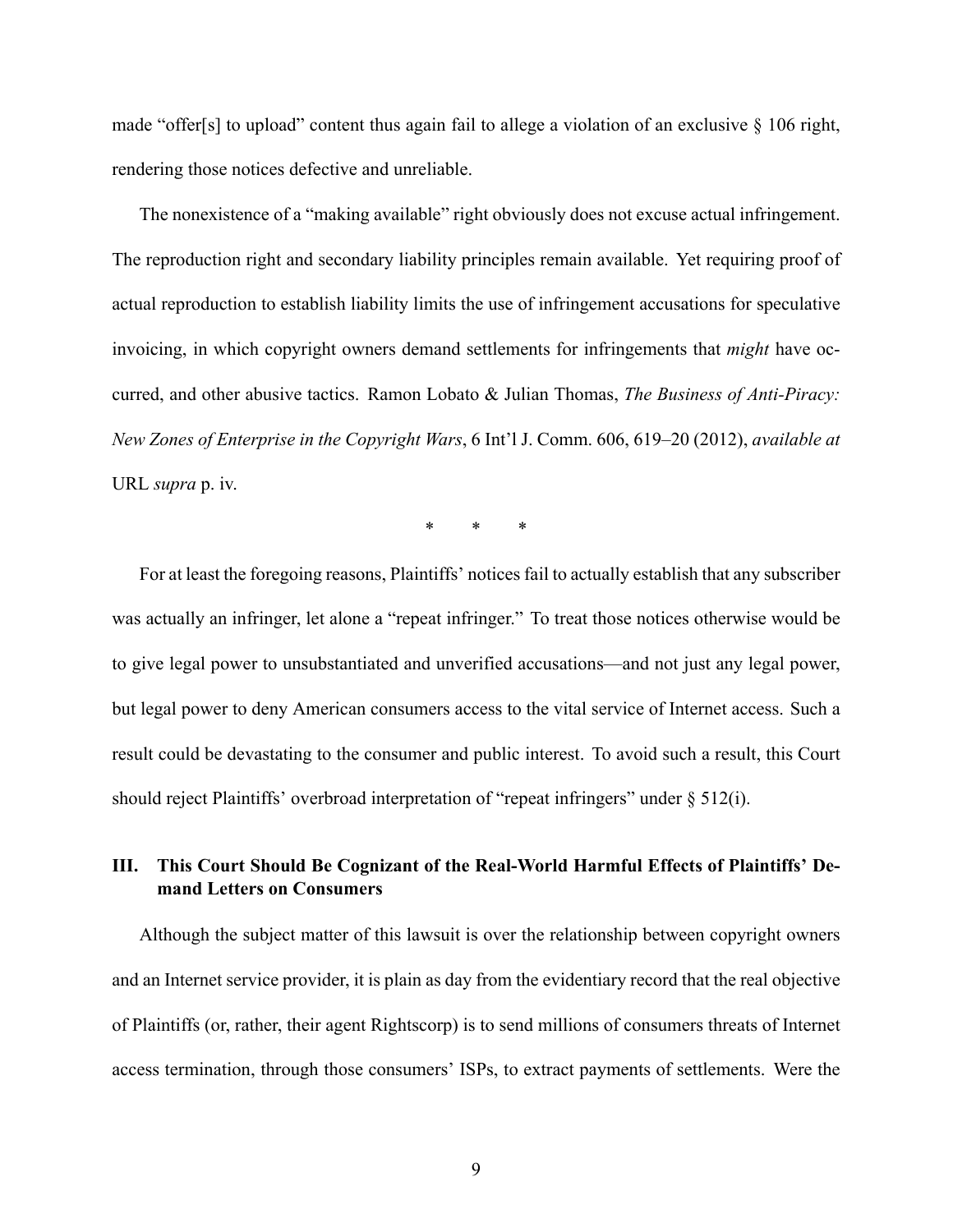made "offer[s] to upload" content thus again fail to allege a violation of an exclusive § 106 right, rendering those notices defective and unreliable.

The nonexistence of a "making available" right obviously does not excuse actual infringement. The reproduction right and secondary liability principles remain available. Yet requiring proof of actual reproduction to establish liability limits the use of infringement accusations for speculative invoicing, in which copyright owners demand settlements for infringements that *might* have occurred, and other abusive tactics. Ramon Lobato & Julian Thomas, *The Business of Anti-Piracy: New Zones of Enterprise in the Copyright Wars*, 6 Int'l J. Comm. 606, 619–20 (2012), *available at* URL *supra* p. iv.

\* \* \*

For at least the foregoing reasons, Plaintiffs' notices fail to actually establish that any subscriber was actually an infringer, let alone a "repeat infringer." To treat those notices otherwise would be to give legal power to unsubstantiated and unverified accusations—and not just any legal power, but legal power to deny American consumers access to the vital service of Internet access. Such a result could be devastating to the consumer and public interest. To avoid such a result, this Court should reject Plaintiffs' overbroad interpretation of "repeat infringers" under § 512(i).

## III. This Court Should Be Cognizant of the Real-World Harmful Effects of Plaintiffs' Demand Letters on Consumers

Although the subject matter of this lawsuit is over the relationship between copyright owners and an Internet service provider, it is plain as day from the evidentiary record that the real objective of Plaintiffs (or, rather, their agent Rightscorp) is to send millions of consumers threats of Internet access termination, through those consumers' ISPs, to extract payments of settlements. Were the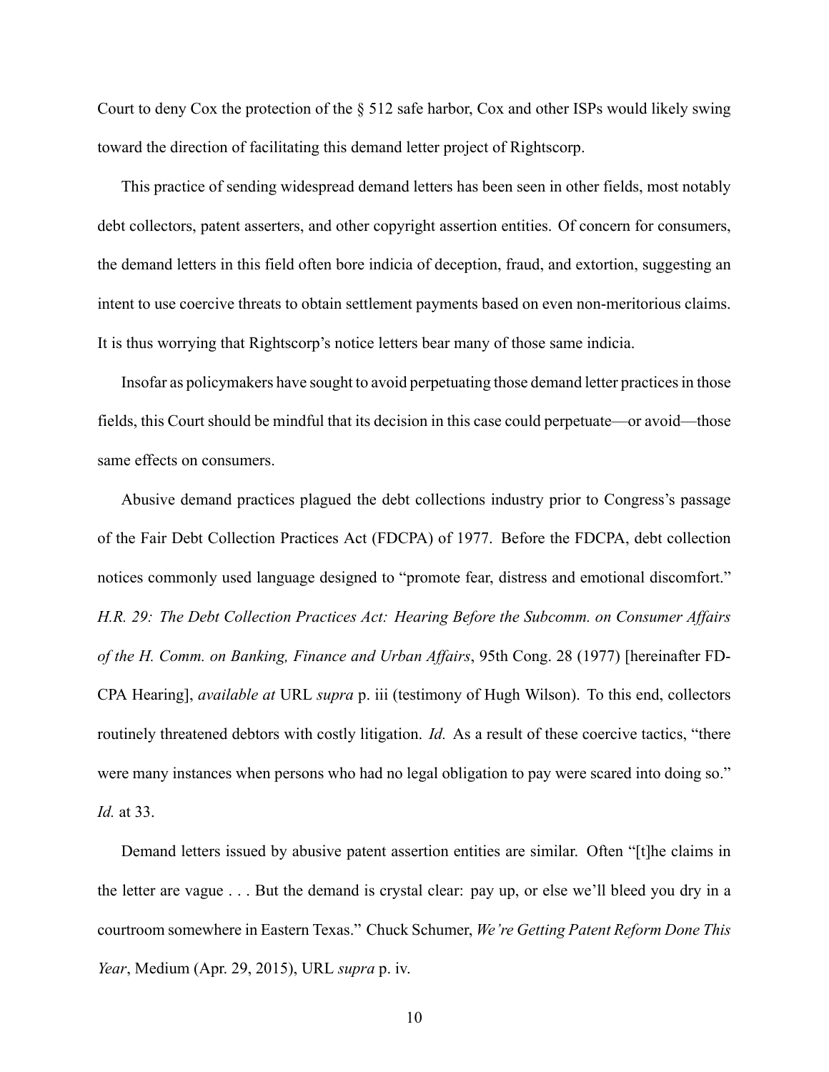Court to deny Cox the protection of the § 512 safe harbor, Cox and other ISPs would likely swing toward the direction of facilitating this demand letter project of Rightscorp.

This practice of sending widespread demand letters has been seen in other fields, most notably debt collectors, patent asserters, and other copyright assertion entities. Of concern for consumers, the demand letters in this field often bore indicia of deception, fraud, and extortion, suggesting an intent to use coercive threats to obtain settlement payments based on even non-meritorious claims. It is thus worrying that Rightscorp's notice letters bear many of those same indicia.

Insofar as policymakers have sought to avoid perpetuating those demand letter practices in those fields, this Court should be mindful that its decision in this case could perpetuate—or avoid—those same effects on consumers.

Abusive demand practices plagued the debt collections industry prior to Congress's passage of the Fair Debt Collection Practices Act (FDCPA) of 1977. Before the FDCPA, debt collection notices commonly used language designed to "promote fear, distress and emotional discomfort." *H.R. 29: The Debt Collection Practices Act: Hearing Before the Subcomm. on Consumer Affairs of the H. Comm. on Banking, Finance and Urban Affairs*, 95th Cong. 28 (1977) [hereinafter FDCPA Hearing], *available at* URL *supra* p. iii (testimony of Hugh Wilson). To this end, collectors routinely threatened debtors with costly litigation. *Id.* As a result of these coercive tactics, "there were many instances when persons who had no legal obligation to pay were scared into doing so." *Id.* at 33.

Demand letters issued by abusive patent assertion entities are similar. Often "[t]he claims in the letter are vague . . . But the demand is crystal clear: pay up, or else we'll bleed you dry in a courtroom somewhere in Eastern Texas." Chuck Schumer, *We're Getting Patent Reform Done This Year*, Medium (Apr. 29, 2015), URL *supra* p. iv.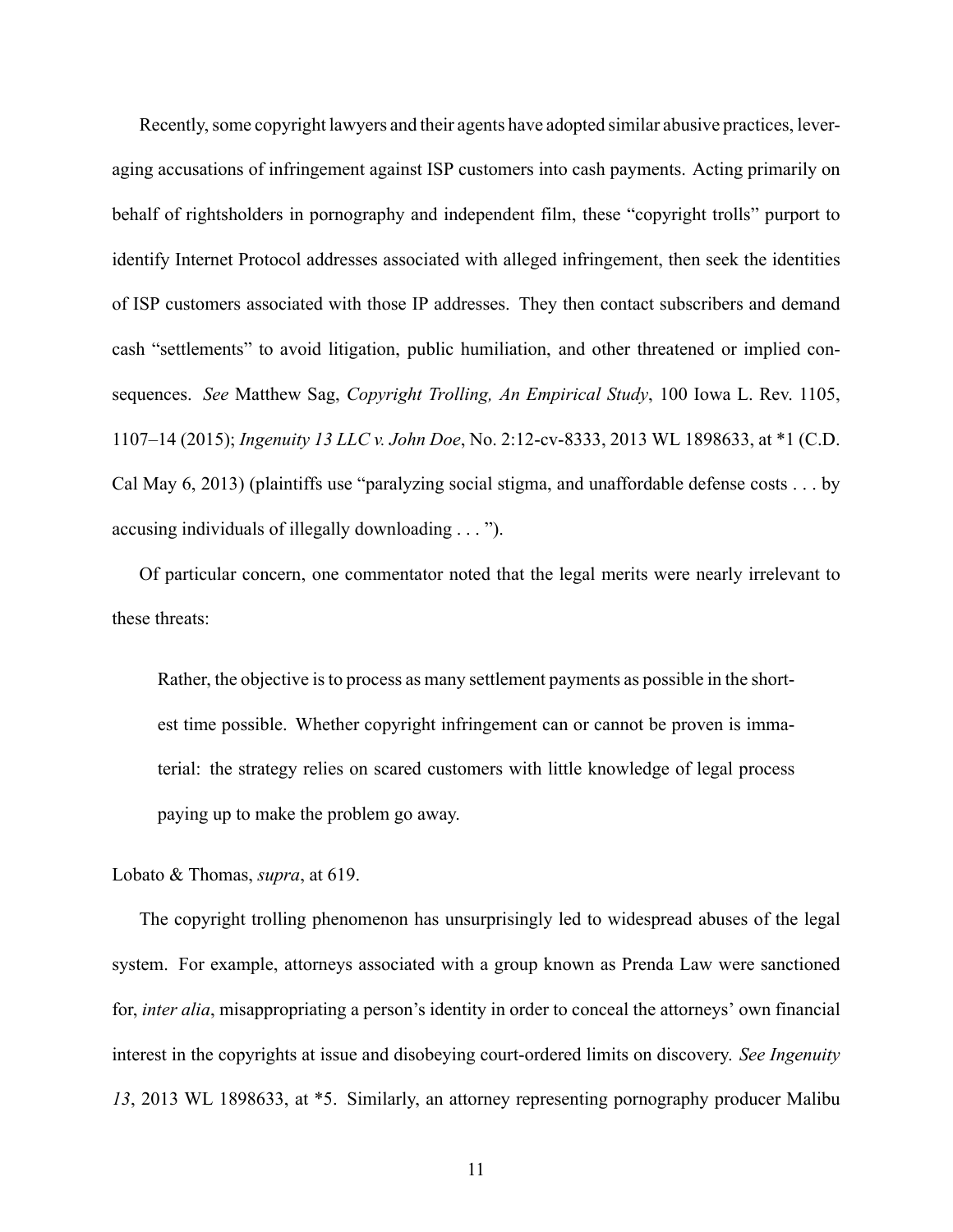Recently, some copyright lawyers and their agents have adopted similar abusive practices, leveraging accusations of infringement against ISP customers into cash payments. Acting primarily on behalf of rightsholders in pornography and independent film, these "copyright trolls" purport to identify Internet Protocol addresses associated with alleged infringement, then seek the identities of ISP customers associated with those IP addresses. They then contact subscribers and demand cash "settlements" to avoid litigation, public humiliation, and other threatened or implied consequences. *See* Matthew Sag, *Copyright Trolling, An Empirical Study*, 100 Iowa L. Rev. 1105, 1107–14 (2015); *Ingenuity 13 LLC v. John Doe*, No. 2:12-cv-8333, 2013 WL 1898633, at *1 (C.D. Cal May 6, 2013) (plaintiffs use "paralyzing social stigma, and unaffordable defense costs . . . by accusing individuals of illegally downloading . . . ").

Of particular concern, one commentator noted that the legal merits were nearly irrelevant to these threats:

> Rather, the objective is to process as many settlement payments as possible in the shortest time possible. Whether copyright infringement can or cannot be proven is immaterial: the strategy relies on scared customers with little knowledge of legal process paying up to make the problem go away.

Lobato & Thomas, *supra*, at 619.

The copyright trolling phenomenon has unsurprisingly led to widespread abuses of the legal system. For example, attorneys associated with a group known as Prenda Law were sanctioned for, *inter alia*, misappropriating a person's identity in order to conceal the attorneys' own financial interest in the copyrights at issue and disobeying court-ordered limits on discovery. *See Ingenuity 13*, 2013 WL 1898633, at *5. Similarly, an attorney representing pornography producer Malibu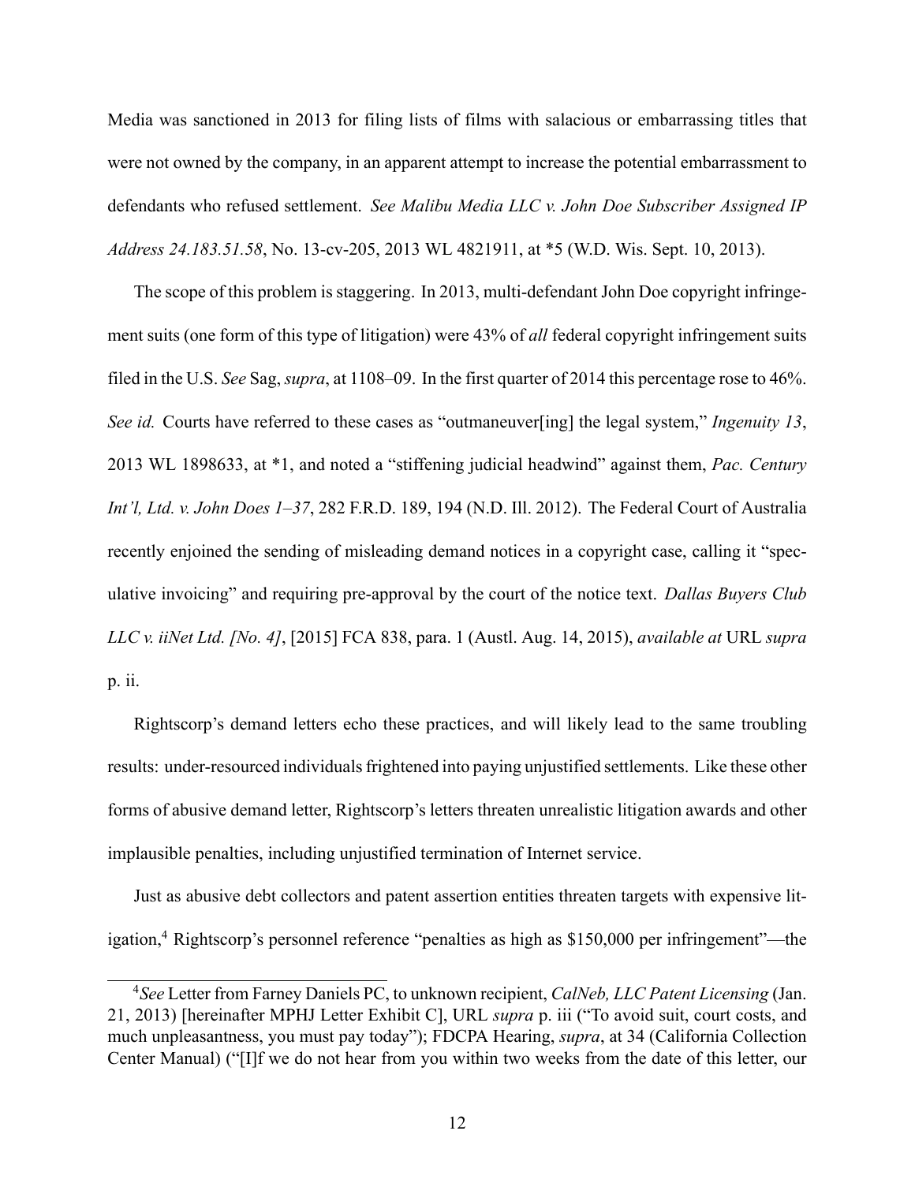Media was sanctioned in 2013 for filing lists of films with salacious or embarrassing titles that were not owned by the company, in an apparent attempt to increase the potential embarrassment to defendants who refused settlement. *See Malibu Media LLC v. John Doe Subscriber Assigned IP Address 24.183.51.58*, No. 13-cv-205, 2013 WL 4821911, at *5 (W.D. Wis. Sept. 10, 2013).

The scope of this problem is staggering. In 2013, multi-defendant John Doe copyright infringement suits (one form of this type of litigation) were 43% of *all* federal copyright infringement suits filed in the U.S. *See* Sag, *supra*, at 1108–09. In the first quarter of 2014 this percentage rose to 46%. *See id.* Courts have referred to these cases as "outmaneuver[ing] the legal system," *Ingenuity 13*, 2013 WL 1898633, at *1, and noted a "stiffening judicial headwind" against them, *Pac. Century Int'l, Ltd. v. John Does 1–37*, 282 F.R.D. 189, 194 (N.D. Ill. 2012). The Federal Court of Australia recently enjoined the sending of misleading demand notices in a copyright case, calling it "speculative invoicing" and requiring pre-approval by the court of the notice text. *Dallas Buyers Club LLC v. iiNet Ltd. [No. 4]*, [2015] FCA 838, para. 1 (Austl. Aug. 14, 2015), *available at* URL *supra* p. ii.

Rightscorp's demand letters echo these practices, and will likely lead to the same troubling results: under-resourced individuals frightened into paying unjustified settlements. Like these other forms of abusive demand letter, Rightscorp's letters threaten unrealistic litigation awards and other implausible penalties, including unjustified termination of Internet service.

Just as abusive debt collectors and patent assertion entities threaten targets with expensive litigation,[4] Rightscorp's personnel reference "penalties as high as $150,000 per infringement"—the

[4] *See* Letter from Farney Daniels PC, to unknown recipient, *CalNeb, LLC Patent Licensing* (Jan. 21, 2013) [hereinafter MPHJ Letter Exhibit C], URL *supra* p. iii ("To avoid suit, court costs, and much unpleasantness, you must pay today"); FDCPA Hearing, *supra*, at 34 (California Collection Center Manual) ("[I]f we do not hear from you within two weeks from the date of this letter, our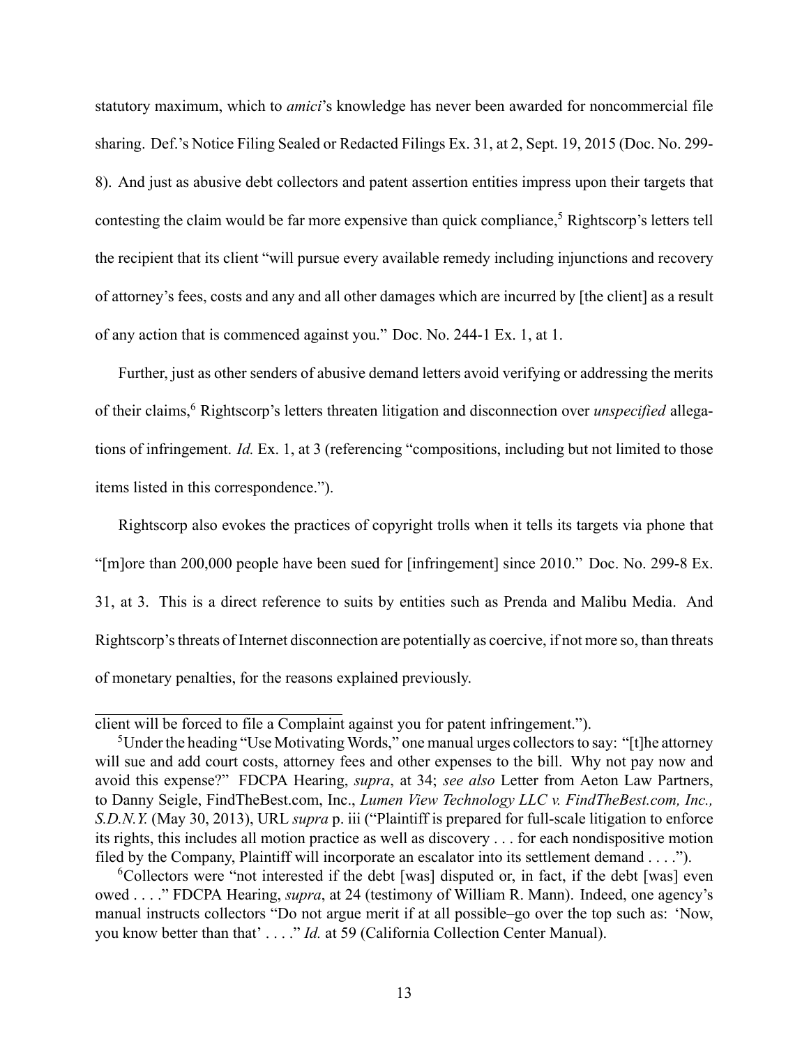statutory maximum, which to *amici*'s knowledge has never been awarded for noncommercial file sharing. Def.'s Notice Filing Sealed or Redacted Filings Ex. 31, at 2, Sept. 19, 2015 (Doc. No. 299-8). And just as abusive debt collectors and patent assertion entities impress upon their targets that contesting the claim would be far more expensive than quick compliance,[5] Rightscorp's letters tell the recipient that its client "will pursue every available remedy including injunctions and recovery of attorney's fees, costs and any and all other damages which are incurred by [the client] as a result of any action that is commenced against you." Doc. No. 244-1 Ex. 1, at 1.

Further, just as other senders of abusive demand letters avoid verifying or addressing the merits of their claims,[6] Rightscorp's letters threaten litigation and disconnection over *unspecified* allegations of infringement. *Id.* Ex. 1, at 3 (referencing "compositions, including but not limited to those items listed in this correspondence.").

Rightscorp also evokes the practices of copyright trolls when it tells its targets via phone that "[m]ore than 200,000 people have been sued for [infringement] since 2010." Doc. No. 299-8 Ex. 31, at 3. This is a direct reference to suits by entities such as Prenda and Malibu Media. And Rightscorp's threats of Internet disconnection are potentially as coercive, if not more so, than threats of monetary penalties, for the reasons explained previously.

---

client will be forced to file a Complaint against you for patent infringement.").

[5]Under the heading "Use Motivating Words," one manual urges collectors to say: "[t]he attorney will sue and add court costs, attorney fees and other expenses to the bill. Why not pay now and avoid this expense?" FDCPA Hearing, *supra*, at 34; *see also* Letter from Aeton Law Partners, to Danny Seigle, FindTheBest.com, Inc., *Lumen View Technology LLC v. FindTheBest.com, Inc., S.D.N.Y.* (May 30, 2013), URL *supra* p. iii ("Plaintiff is prepared for full-scale litigation to enforce its rights, this includes all motion practice as well as discovery . . . for each nondispositive motion filed by the Company, Plaintiff will incorporate an escalator into its settlement demand . . . .").

[6]Collectors were "not interested if the debt [was] disputed or, in fact, if the debt [was] even owed . . . ." FDCPA Hearing, *supra*, at 24 (testimony of William R. Mann). Indeed, one agency's manual instructs collectors "Do not argue merit if at all possible–go over the top such as: 'Now, you know better than that' . . . ." *Id.* at 59 (California Collection Center Manual).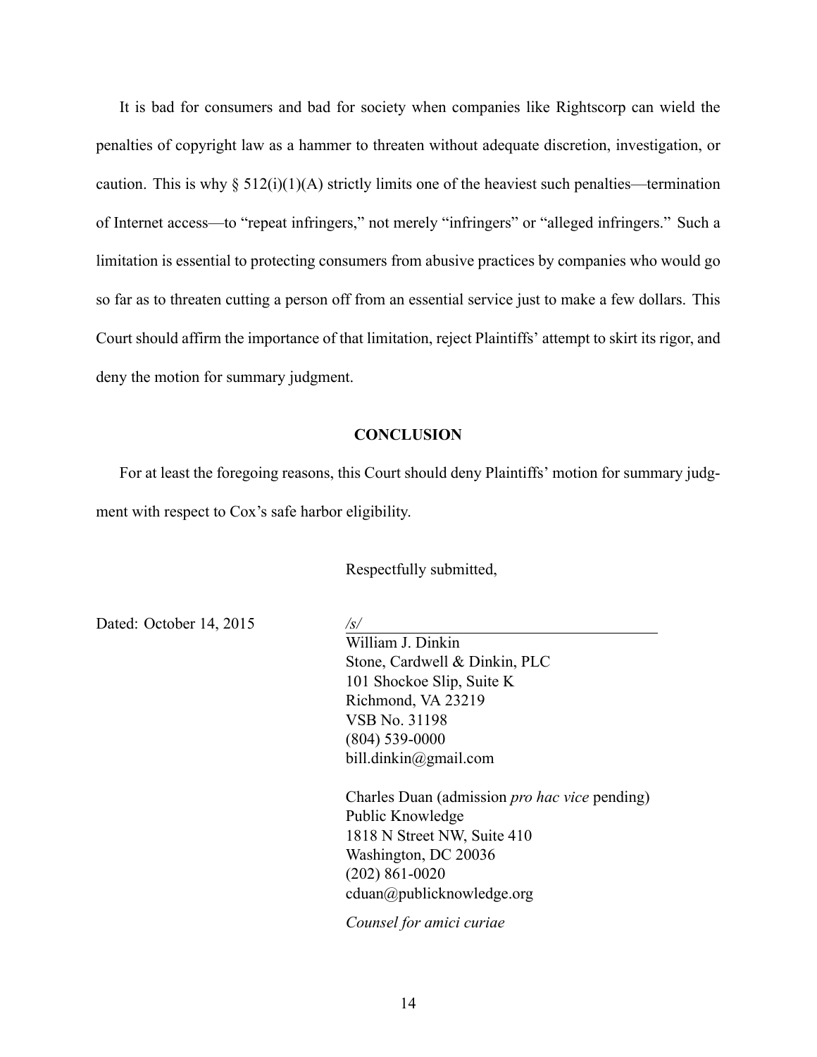It is bad for consumers and bad for society when companies like Rightscorp can wield the penalties of copyright law as a hammer to threaten without adequate discretion, investigation, or caution. This is why § 512(i)(1)(A) strictly limits one of the heaviest such penalties—termination of Internet access—to "repeat infringers," not merely "infringers" or "alleged infringers." Such a limitation is essential to protecting consumers from abusive practices by companies who would go so far as to threaten cutting a person off from an essential service just to make a few dollars. This Court should affirm the importance of that limitation, reject Plaintiffs' attempt to skirt its rigor, and deny the motion for summary judgment.

## CONCLUSION

For at least the foregoing reasons, this Court should deny Plaintiffs' motion for summary judgment with respect to Cox's safe harbor eligibility.

Respectfully submitted,

Dated: October 14, 2015

*/s/*

William J. Dinkin
Stone, Cardwell & Dinkin, PLC
101 Shockoe Slip, Suite K
Richmond, VA 23219
VSB No. 31198
(804) 539-0000
bill.dinkin@gmail.com

Charles Duan (admission *pro hac vice* pending)
Public Knowledge
1818 N Street NW, Suite 410
Washington, DC 20036
(202) 861-0020
cduan@publicknowledge.org

*Counsel for amici curiae*